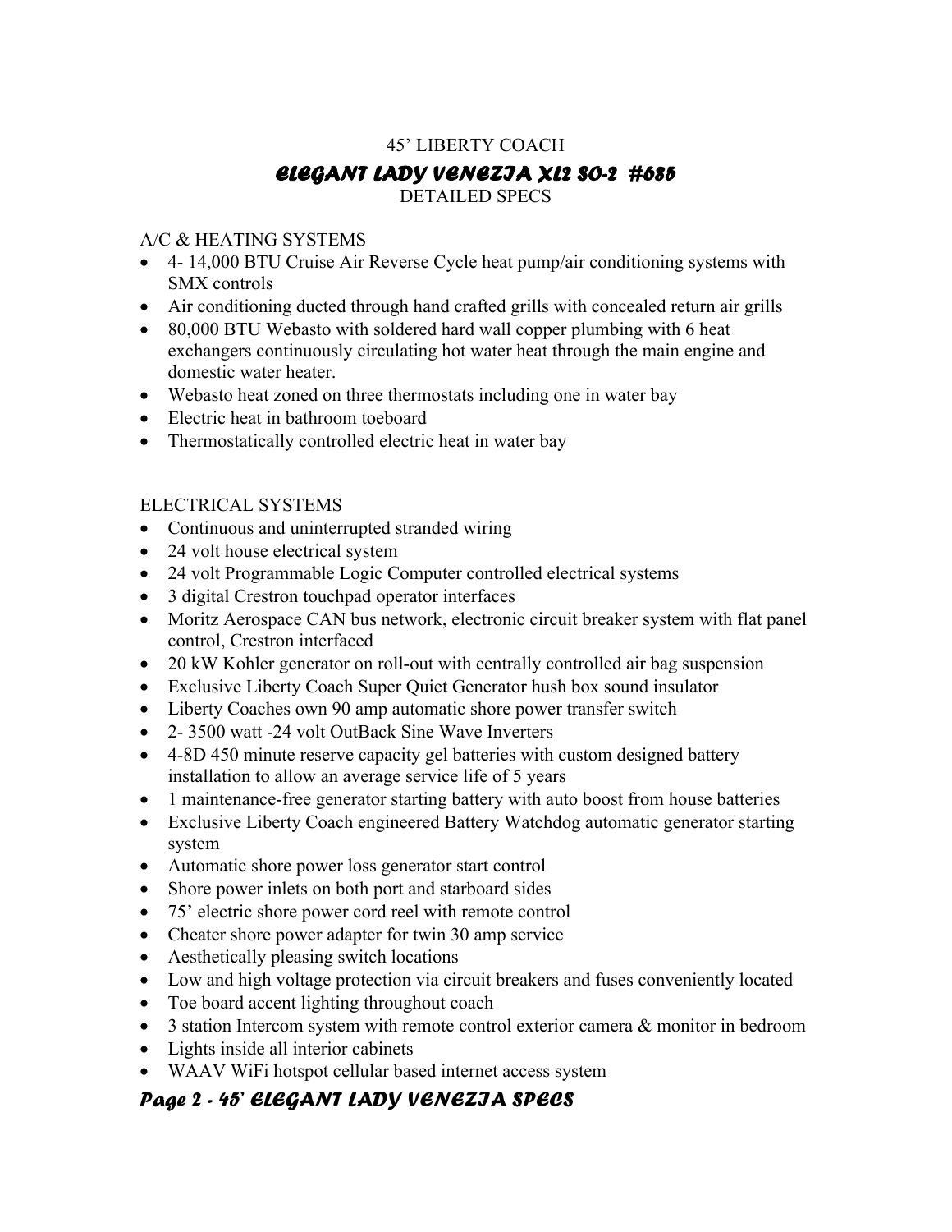45' LIBERTY COACH

# ELEGANT LADY VENEZIA XL2 SO-2 #685

DETAILED SPECS

## A/C & HEATING SYSTEMS

- 4- 14,000 BTU Cruise Air Reverse Cycle heat pump/air conditioning systems with SMX controls
- Air conditioning ducted through hand crafted grills with concealed return air grills
- 80,000 BTU Webasto with soldered hard wall copper plumbing with 6 heat exchangers continuously circulating hot water heat through the main engine and domestic water heater.
- Webasto heat zoned on three thermostats including one in water bay
- Electric heat in bathroom toeboard
- Thermostatically controlled electric heat in water bay

## ELECTRICAL SYSTEMS

- Continuous and uninterrupted stranded wiring
- 24 volt house electrical system
- 24 volt Programmable Logic Computer controlled electrical systems
- 3 digital Crestron touchpad operator interfaces
- Moritz Aerospace CAN bus network, electronic circuit breaker system with flat panel control, Crestron interfaced
- 20 kW Kohler generator on roll-out with centrally controlled air bag suspension
- Exclusive Liberty Coach Super Quiet Generator hush box sound insulator
- Liberty Coaches own 90 amp automatic shore power transfer switch
- 2- 3500 watt -24 volt OutBack Sine Wave Inverters
- 4-8D 450 minute reserve capacity gel batteries with custom designed battery installation to allow an average service life of 5 years
- 1 maintenance-free generator starting battery with auto boost from house batteries
- Exclusive Liberty Coach engineered Battery Watchdog automatic generator starting system
- Automatic shore power loss generator start control
- Shore power inlets on both port and starboard sides
- 75' electric shore power cord reel with remote control
- Cheater shore power adapter for twin 30 amp service
- Aesthetically pleasing switch locations
- Low and high voltage protection via circuit breakers and fuses conveniently located
- Toe board accent lighting throughout coach
- 3 station Intercom system with remote control exterior camera & monitor in bedroom
- Lights inside all interior cabinets
- WAAV WiFi hotspot cellular based internet access system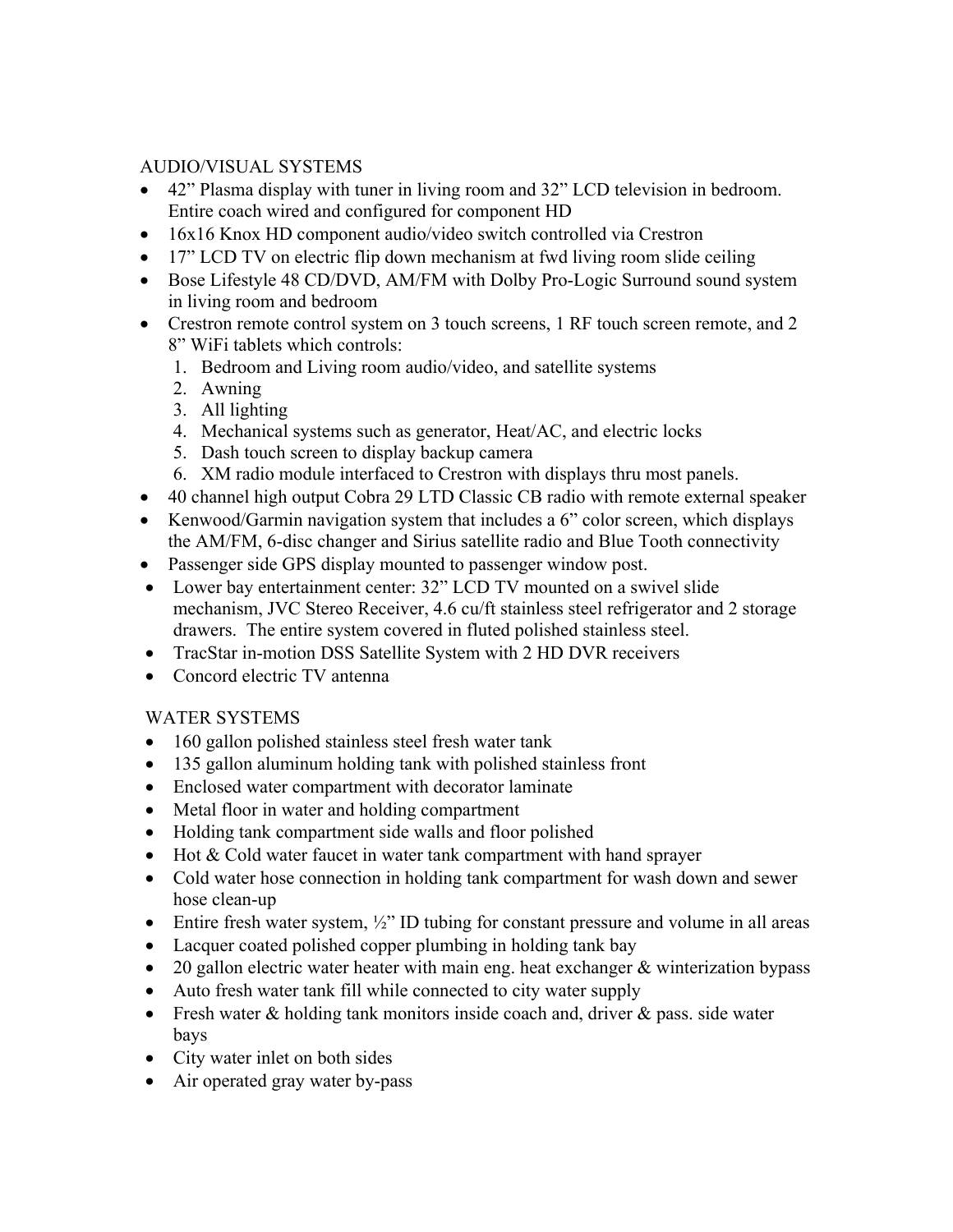## AUDIO/VISUAL SYSTEMS

- 42" Plasma display with tuner in living room and 32" LCD television in bedroom. Entire coach wired and configured for component HD
- 16x16 Knox HD component audio/video switch controlled via Crestron
- 17" LCD TV on electric flip down mechanism at fwd living room slide ceiling
- Bose Lifestyle 48 CD/DVD, AM/FM with Dolby Pro-Logic Surround sound system in living room and bedroom
- Crestron remote control system on 3 touch screens, 1 RF touch screen remote, and 2 8" WiFi tablets which controls:
  1. Bedroom and Living room audio/video, and satellite systems
  2. Awning
  3. All lighting
  4. Mechanical systems such as generator, Heat/AC, and electric locks
  5. Dash touch screen to display backup camera
  6. XM radio module interfaced to Crestron with displays thru most panels.
- 40 channel high output Cobra 29 LTD Classic CB radio with remote external speaker
- Kenwood/Garmin navigation system that includes a 6" color screen, which displays the AM/FM, 6-disc changer and Sirius satellite radio and Blue Tooth connectivity
- Passenger side GPS display mounted to passenger window post.
- Lower bay entertainment center: 32" LCD TV mounted on a swivel slide mechanism, JVC Stereo Receiver, 4.6 cu/ft stainless steel refrigerator and 2 storage drawers. The entire system covered in fluted polished stainless steel.
- TracStar in-motion DSS Satellite System with 2 HD DVR receivers
- Concord electric TV antenna

## WATER SYSTEMS

- 160 gallon polished stainless steel fresh water tank
- 135 gallon aluminum holding tank with polished stainless front
- Enclosed water compartment with decorator laminate
- Metal floor in water and holding compartment
- Holding tank compartment side walls and floor polished
- Hot & Cold water faucet in water tank compartment with hand sprayer
- Cold water hose connection in holding tank compartment for wash down and sewer hose clean-up
- Entire fresh water system, ½" ID tubing for constant pressure and volume in all areas
- Lacquer coated polished copper plumbing in holding tank bay
- 20 gallon electric water heater with main eng. heat exchanger & winterization bypass
- Auto fresh water tank fill while connected to city water supply
- Fresh water & holding tank monitors inside coach and, driver & pass. side water bays
- City water inlet on both sides
- Air operated gray water by-pass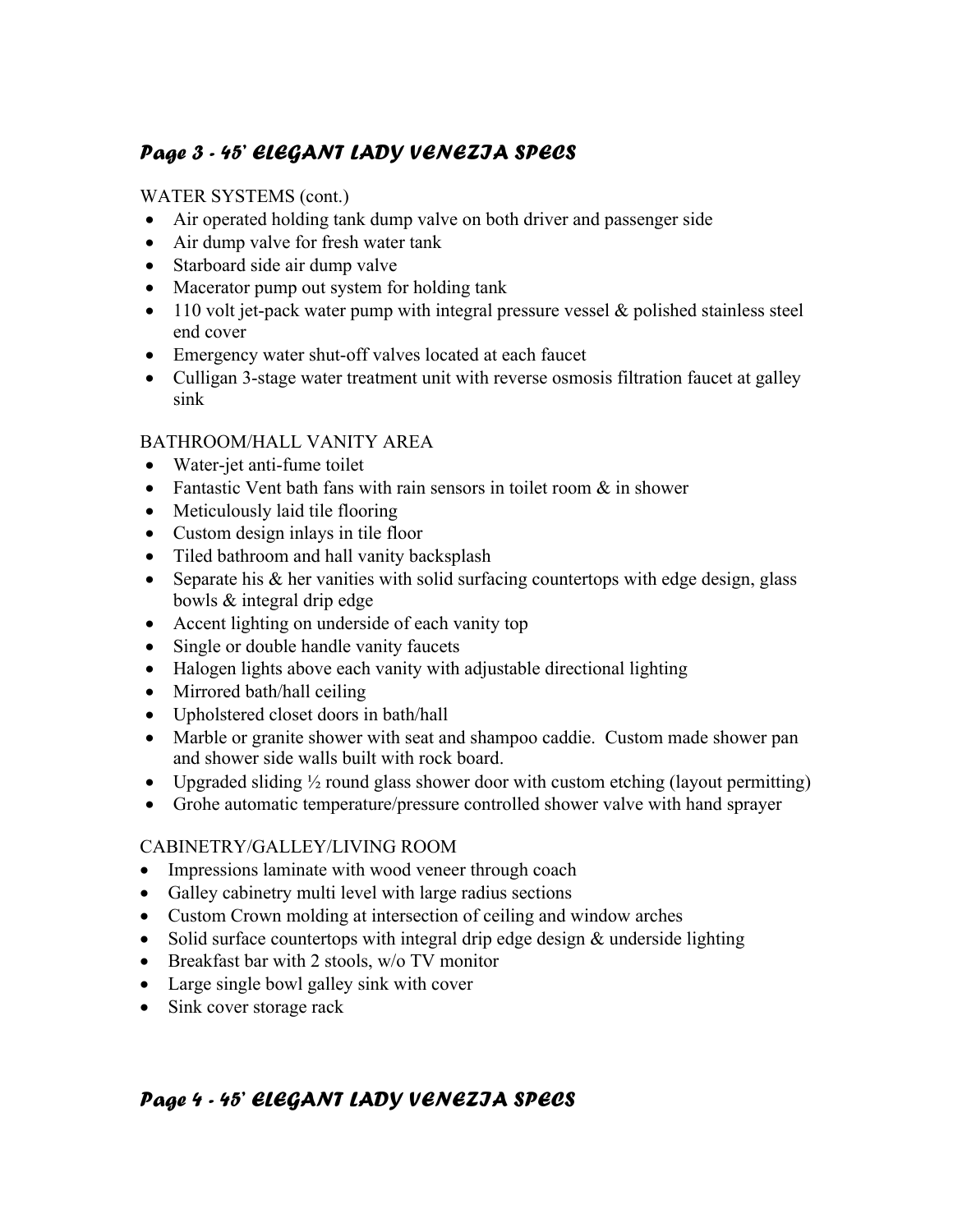WATER SYSTEMS (cont.)

- Air operated holding tank dump valve on both driver and passenger side
- Air dump valve for fresh water tank
- Starboard side air dump valve
- Macerator pump out system for holding tank
- 110 volt jet-pack water pump with integral pressure vessel & polished stainless steel end cover
- Emergency water shut-off valves located at each faucet
- Culligan 3-stage water treatment unit with reverse osmosis filtration faucet at galley sink

BATHROOM/HALL VANITY AREA

- Water-jet anti-fume toilet
- Fantastic Vent bath fans with rain sensors in toilet room & in shower
- Meticulously laid tile flooring
- Custom design inlays in tile floor
- Tiled bathroom and hall vanity backsplash
- Separate his & her vanities with solid surfacing countertops with edge design, glass bowls & integral drip edge
- Accent lighting on underside of each vanity top
- Single or double handle vanity faucets
- Halogen lights above each vanity with adjustable directional lighting
- Mirrored bath/hall ceiling
- Upholstered closet doors in bath/hall
- Marble or granite shower with seat and shampoo caddie. Custom made shower pan and shower side walls built with rock board.
- Upgraded sliding ½ round glass shower door with custom etching (layout permitting)
- Grohe automatic temperature/pressure controlled shower valve with hand sprayer

CABINETRY/GALLEY/LIVING ROOM

- Impressions laminate with wood veneer through coach
- Galley cabinetry multi level with large radius sections
- Custom Crown molding at intersection of ceiling and window arches
- Solid surface countertops with integral drip edge design & underside lighting
- Breakfast bar with 2 stools, w/o TV monitor
- Large single bowl galley sink with cover
- Sink cover storage rack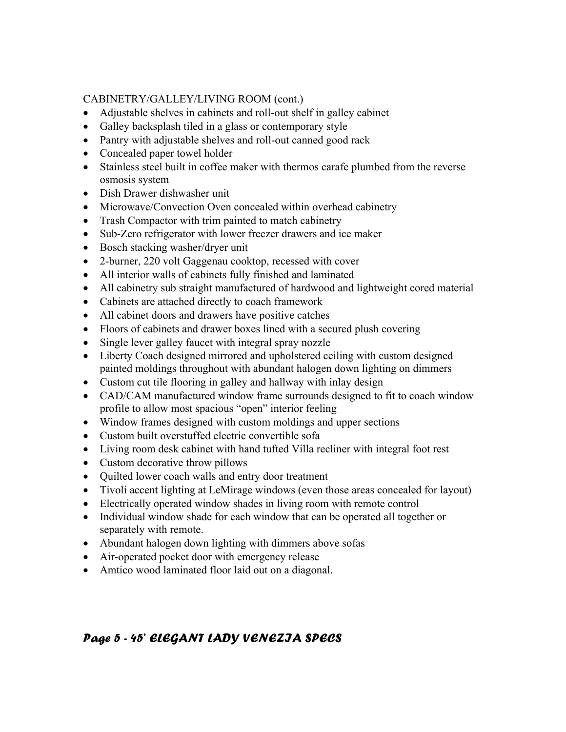CABINETRY/GALLEY/LIVING ROOM (cont.)

- Adjustable shelves in cabinets and roll-out shelf in galley cabinet
- Galley backsplash tiled in a glass or contemporary style
- Pantry with adjustable shelves and roll-out canned good rack
- Concealed paper towel holder
- Stainless steel built in coffee maker with thermos carafe plumbed from the reverse osmosis system
- Dish Drawer dishwasher unit
- Microwave/Convection Oven concealed within overhead cabinetry
- Trash Compactor with trim painted to match cabinetry
- Sub-Zero refrigerator with lower freezer drawers and ice maker
- Bosch stacking washer/dryer unit
- 2-burner, 220 volt Gaggenau cooktop, recessed with cover
- All interior walls of cabinets fully finished and laminated
- All cabinetry sub straight manufactured of hardwood and lightweight cored material
- Cabinets are attached directly to coach framework
- All cabinet doors and drawers have positive catches
- Floors of cabinets and drawer boxes lined with a secured plush covering
- Single lever galley faucet with integral spray nozzle
- Liberty Coach designed mirrored and upholstered ceiling with custom designed painted moldings throughout with abundant halogen down lighting on dimmers
- Custom cut tile flooring in galley and hallway with inlay design
- CAD/CAM manufactured window frame surrounds designed to fit to coach window profile to allow most spacious "open" interior feeling
- Window frames designed with custom moldings and upper sections
- Custom built overstuffed electric convertible sofa
- Living room desk cabinet with hand tufted Villa recliner with integral foot rest
- Custom decorative throw pillows
- Quilted lower coach walls and entry door treatment
- Tivoli accent lighting at LeMirage windows (even those areas concealed for layout)
- Electrically operated window shades in living room with remote control
- Individual window shade for each window that can be operated all together or separately with remote.
- Abundant halogen down lighting with dimmers above sofas
- Air-operated pocket door with emergency release
- Amtico wood laminated floor laid out on a diagonal.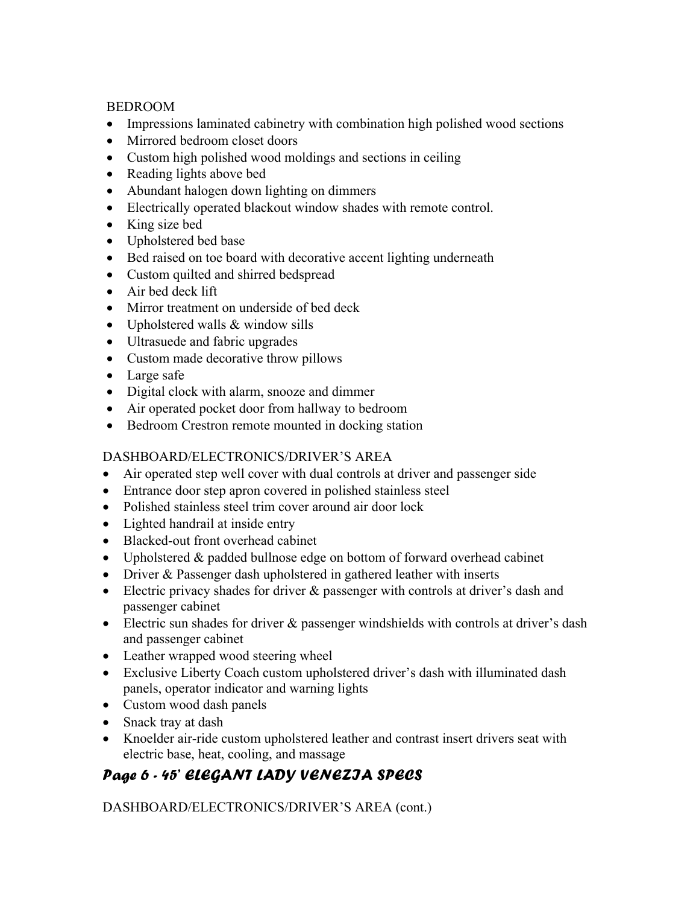BEDROOM

- Impressions laminated cabinetry with combination high polished wood sections
- Mirrored bedroom closet doors
- Custom high polished wood moldings and sections in ceiling
- Reading lights above bed
- Abundant halogen down lighting on dimmers
- Electrically operated blackout window shades with remote control.
- King size bed
- Upholstered bed base
- Bed raised on toe board with decorative accent lighting underneath
- Custom quilted and shirred bedspread
- Air bed deck lift
- Mirror treatment on underside of bed deck
- Upholstered walls & window sills
- Ultrasuede and fabric upgrades
- Custom made decorative throw pillows
- Large safe
- Digital clock with alarm, snooze and dimmer
- Air operated pocket door from hallway to bedroom
- Bedroom Crestron remote mounted in docking station

DASHBOARD/ELECTRONICS/DRIVER'S AREA

- Air operated step well cover with dual controls at driver and passenger side
- Entrance door step apron covered in polished stainless steel
- Polished stainless steel trim cover around air door lock
- Lighted handrail at inside entry
- Blacked-out front overhead cabinet
- Upholstered & padded bullnose edge on bottom of forward overhead cabinet
- Driver & Passenger dash upholstered in gathered leather with inserts
- Electric privacy shades for driver & passenger with controls at driver's dash and passenger cabinet
- Electric sun shades for driver & passenger windshields with controls at driver's dash and passenger cabinet
- Leather wrapped wood steering wheel
- Exclusive Liberty Coach custom upholstered driver's dash with illuminated dash panels, operator indicator and warning lights
- Custom wood dash panels
- Snack tray at dash
- Knoelder air-ride custom upholstered leather and contrast insert drivers seat with electric base, heat, cooling, and massage

DASHBOARD/ELECTRONICS/DRIVER'S AREA (cont.)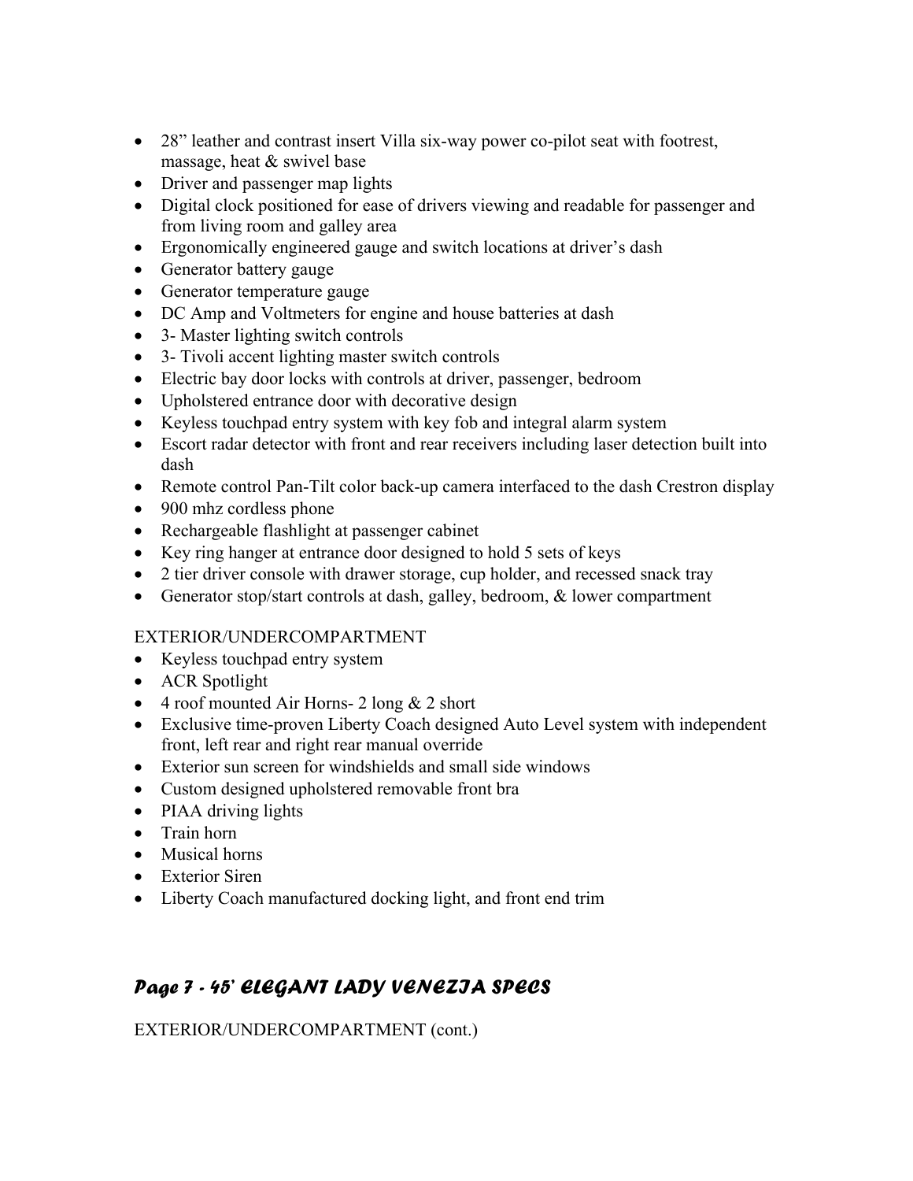- 28" leather and contrast insert Villa six-way power co-pilot seat with footrest, massage, heat & swivel base
- Driver and passenger map lights
- Digital clock positioned for ease of drivers viewing and readable for passenger and from living room and galley area
- Ergonomically engineered gauge and switch locations at driver's dash
- Generator battery gauge
- Generator temperature gauge
- DC Amp and Voltmeters for engine and house batteries at dash
- 3- Master lighting switch controls
- 3- Tivoli accent lighting master switch controls
- Electric bay door locks with controls at driver, passenger, bedroom
- Upholstered entrance door with decorative design
- Keyless touchpad entry system with key fob and integral alarm system
- Escort radar detector with front and rear receivers including laser detection built into dash
- Remote control Pan-Tilt color back-up camera interfaced to the dash Crestron display
- 900 mhz cordless phone
- Rechargeable flashlight at passenger cabinet
- Key ring hanger at entrance door designed to hold 5 sets of keys
- 2 tier driver console with drawer storage, cup holder, and recessed snack tray
- Generator stop/start controls at dash, galley, bedroom, & lower compartment

EXTERIOR/UNDERCOMPARTMENT

- Keyless touchpad entry system
- ACR Spotlight
- 4 roof mounted Air Horns- 2 long & 2 short
- Exclusive time-proven Liberty Coach designed Auto Level system with independent front, left rear and right rear manual override
- Exterior sun screen for windshields and small side windows
- Custom designed upholstered removable front bra
- PIAA driving lights
- Train horn
- Musical horns
- Exterior Siren
- Liberty Coach manufactured docking light, and front end trim

## *Page 7 - 45' ELEGANT LADY VENEZIA SPECS*

EXTERIOR/UNDERCOMPARTMENT (cont.)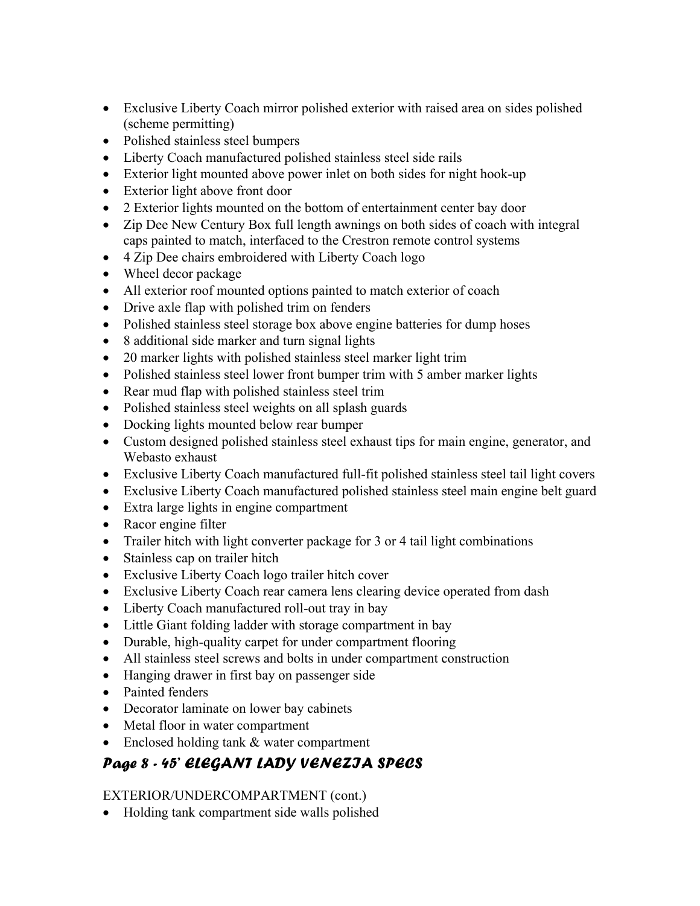- Exclusive Liberty Coach mirror polished exterior with raised area on sides polished (scheme permitting)
- Polished stainless steel bumpers
- Liberty Coach manufactured polished stainless steel side rails
- Exterior light mounted above power inlet on both sides for night hook-up
- Exterior light above front door
- 2 Exterior lights mounted on the bottom of entertainment center bay door
- Zip Dee New Century Box full length awnings on both sides of coach with integral caps painted to match, interfaced to the Crestron remote control systems
- 4 Zip Dee chairs embroidered with Liberty Coach logo
- Wheel decor package
- All exterior roof mounted options painted to match exterior of coach
- Drive axle flap with polished trim on fenders
- Polished stainless steel storage box above engine batteries for dump hoses
- 8 additional side marker and turn signal lights
- 20 marker lights with polished stainless steel marker light trim
- Polished stainless steel lower front bumper trim with 5 amber marker lights
- Rear mud flap with polished stainless steel trim
- Polished stainless steel weights on all splash guards
- Docking lights mounted below rear bumper
- Custom designed polished stainless steel exhaust tips for main engine, generator, and Webasto exhaust
- Exclusive Liberty Coach manufactured full-fit polished stainless steel tail light covers
- Exclusive Liberty Coach manufactured polished stainless steel main engine belt guard
- Extra large lights in engine compartment
- Racor engine filter
- Trailer hitch with light converter package for 3 or 4 tail light combinations
- Stainless cap on trailer hitch
- Exclusive Liberty Coach logo trailer hitch cover
- Exclusive Liberty Coach rear camera lens clearing device operated from dash
- Liberty Coach manufactured roll-out tray in bay
- Little Giant folding ladder with storage compartment in bay
- Durable, high-quality carpet for under compartment flooring
- All stainless steel screws and bolts in under compartment construction
- Hanging drawer in first bay on passenger side
- Painted fenders
- Decorator laminate on lower bay cabinets
- Metal floor in water compartment
- Enclosed holding tank & water compartment

EXTERIOR/UNDERCOMPARTMENT (cont.)

- Holding tank compartment side walls polished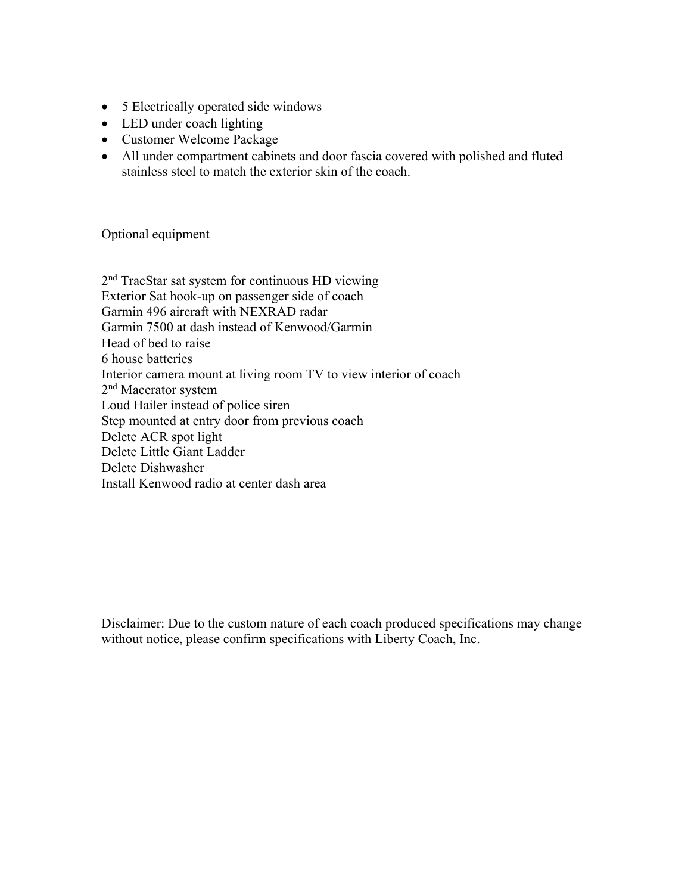- 5 Electrically operated side windows
- LED under coach lighting
- Customer Welcome Package
- All under compartment cabinets and door fascia covered with polished and fluted stainless steel to match the exterior skin of the coach.

Optional equipment

2nd TracStar sat system for continuous HD viewing
Exterior Sat hook-up on passenger side of coach
Garmin 496 aircraft with NEXRAD radar
Garmin 7500 at dash instead of Kenwood/Garmin
Head of bed to raise
6 house batteries
Interior camera mount at living room TV to view interior of coach
2nd Macerator system
Loud Hailer instead of police siren
Step mounted at entry door from previous coach
Delete ACR spot light
Delete Little Giant Ladder
Delete Dishwasher
Install Kenwood radio at center dash area

Disclaimer: Due to the custom nature of each coach produced specifications may change without notice, please confirm specifications with Liberty Coach, Inc.